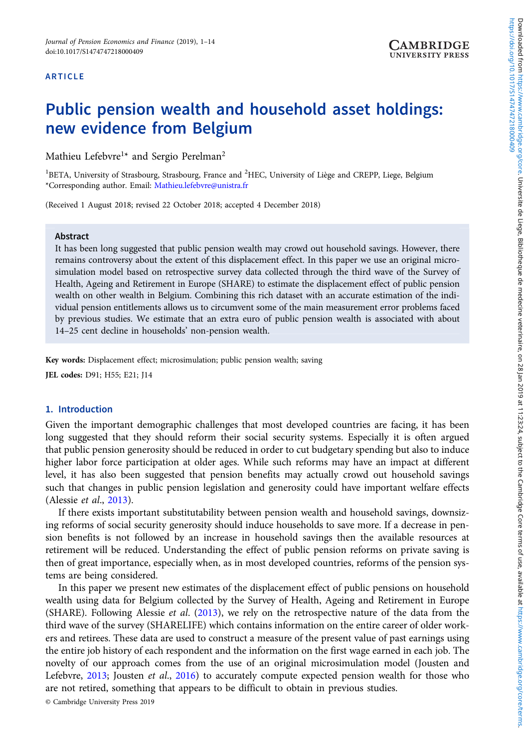ARTICLE

# Public pension wealth and household asset holdings: new evidence from Belgium

Mathieu Lefebvre[1]* and Sergio Perelman[2]

[1]BETA, University of Strasbourg, Strasbourg, France and [2]HEC, University of Liège and CREPP, Liege, Belgium
*Corresponding author. Email: Mathieu.lefebvre@unistra.fr

(Received 1 August 2018; revised 22 October 2018; accepted 4 December 2018)

## Abstract

It has been long suggested that public pension wealth may crowd out household savings. However, there remains controversy about the extent of this displacement effect. In this paper we use an original microsimulation model based on retrospective survey data collected through the third wave of the Survey of Health, Ageing and Retirement in Europe (SHARE) to estimate the displacement effect of public pension wealth on other wealth in Belgium. Combining this rich dataset with an accurate estimation of the individual pension entitlements allows us to circumvent some of the main measurement error problems faced by previous studies. We estimate that an extra euro of public pension wealth is associated with about 14–25 cent decline in households' non-pension wealth.

**Key words:** Displacement effect; microsimulation; public pension wealth; saving

**JEL codes:** D91; H55; E21; J14

## 1. Introduction

Given the important demographic challenges that most developed countries are facing, it has been long suggested that they should reform their social security systems. Especially it is often argued that public pension generosity should be reduced in order to cut budgetary spending but also to induce higher labor force participation at older ages. While such reforms may have an impact at different level, it has also been suggested that pension benefits may actually crowd out household savings such that changes in public pension legislation and generosity could have important welfare effects (Alessie *et al*., 2013).

If there exists important substitutability between pension wealth and household savings, downsizing reforms of social security generosity should induce households to save more. If a decrease in pension benefits is not followed by an increase in household savings then the available resources at retirement will be reduced. Understanding the effect of public pension reforms on private saving is then of great importance, especially when, as in most developed countries, reforms of the pension systems are being considered.

In this paper we present new estimates of the displacement effect of public pensions on household wealth using data for Belgium collected by the Survey of Health, Ageing and Retirement in Europe (SHARE). Following Alessie *et al*. (2013), we rely on the retrospective nature of the data from the third wave of the survey (SHARELIFE) which contains information on the entire career of older workers and retirees. These data are used to construct a measure of the present value of past earnings using the entire job history of each respondent and the information on the first wage earned in each job. The novelty of our approach comes from the use of an original microsimulation model (Jousten and Lefebvre, 2013; Jousten *et al*., 2016) to accurately compute expected pension wealth for those who are not retired, something that appears to be difficult to obtain in previous studies.

© Cambridge University Press 2019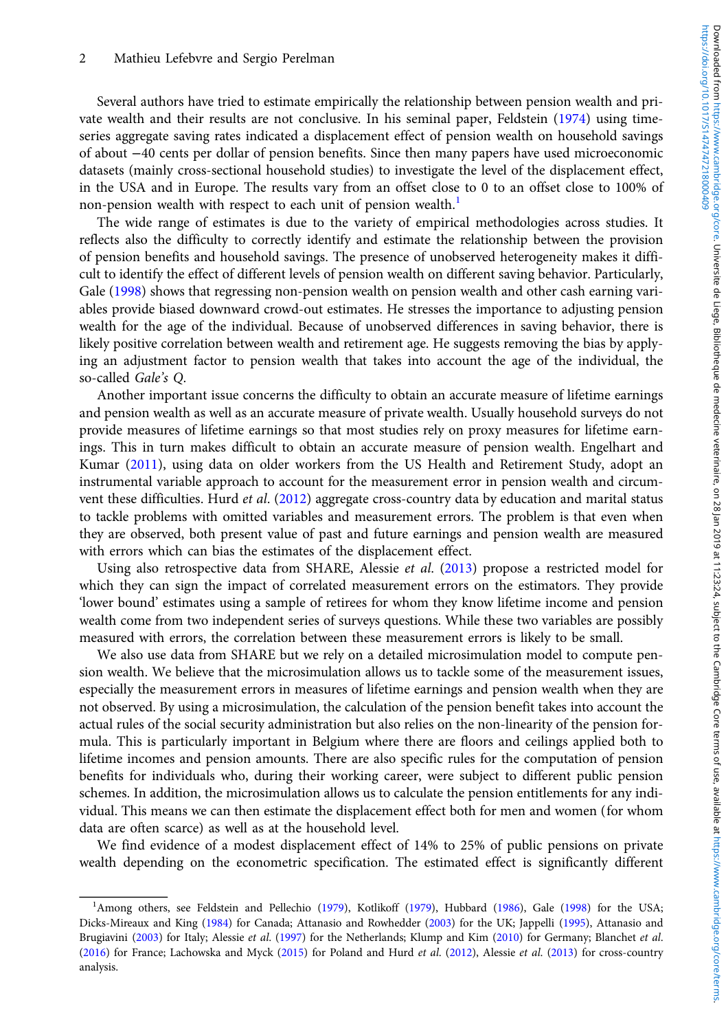Several authors have tried to estimate empirically the relationship between pension wealth and private wealth and their results are not conclusive. In his seminal paper, Feldstein (1974) using time-series aggregate saving rates indicated a displacement effect of pension wealth on household savings of about −40 cents per dollar of pension benefits. Since then many papers have used microeconomic datasets (mainly cross-sectional household studies) to investigate the level of the displacement effect, in the USA and in Europe. The results vary from an offset close to 0 to an offset close to 100% of non-pension wealth with respect to each unit of pension wealth.[1]

The wide range of estimates is due to the variety of empirical methodologies across studies. It reflects also the difficulty to correctly identify and estimate the relationship between the provision of pension benefits and household savings. The presence of unobserved heterogeneity makes it difficult to identify the effect of different levels of pension wealth on different saving behavior. Particularly, Gale (1998) shows that regressing non-pension wealth on pension wealth and other cash earning variables provide biased downward crowd-out estimates. He stresses the importance to adjusting pension wealth for the age of the individual. Because of unobserved differences in saving behavior, there is likely positive correlation between wealth and retirement age. He suggests removing the bias by applying an adjustment factor to pension wealth that takes into account the age of the individual, the so-called *Gale's Q*.

Another important issue concerns the difficulty to obtain an accurate measure of lifetime earnings and pension wealth as well as an accurate measure of private wealth. Usually household surveys do not provide measures of lifetime earnings so that most studies rely on proxy measures for lifetime earnings. This in turn makes difficult to obtain an accurate measure of pension wealth. Engelhart and Kumar (2011), using data on older workers from the US Health and Retirement Study, adopt an instrumental variable approach to account for the measurement error in pension wealth and circumvent these difficulties. Hurd *et al.* (2012) aggregate cross-country data by education and marital status to tackle problems with omitted variables and measurement errors. The problem is that even when they are observed, both present value of past and future earnings and pension wealth are measured with errors which can bias the estimates of the displacement effect.

Using also retrospective data from SHARE, Alessie *et al.* (2013) propose a restricted model for which they can sign the impact of correlated measurement errors on the estimators. They provide 'lower bound' estimates using a sample of retirees for whom they know lifetime income and pension wealth come from two independent series of surveys questions. While these two variables are possibly measured with errors, the correlation between these measurement errors is likely to be small.

We also use data from SHARE but we rely on a detailed microsimulation model to compute pension wealth. We believe that the microsimulation allows us to tackle some of the measurement issues, especially the measurement errors in measures of lifetime earnings and pension wealth when they are not observed. By using a microsimulation, the calculation of the pension benefit takes into account the actual rules of the social security administration but also relies on the non-linearity of the pension formula. This is particularly important in Belgium where there are floors and ceilings applied both to lifetime incomes and pension amounts. There are also specific rules for the computation of pension benefits for individuals who, during their working career, were subject to different public pension schemes. In addition, the microsimulation allows us to calculate the pension entitlements for any individual. This means we can then estimate the displacement effect both for men and women (for whom data are often scarce) as well as at the household level.

We find evidence of a modest displacement effect of 14% to 25% of public pensions on private wealth depending on the econometric specification. The estimated effect is significantly different

[1] Among others, see Feldstein and Pellechio (1979), Kotlikoff (1979), Hubbard (1986), Gale (1998) for the USA; Dicks-Mireaux and King (1984) for Canada; Attanasio and Rowhedder (2003) for the UK; Jappelli (1995), Attanasio and Brugiavini (2003) for Italy; Alessie *et al.* (1997) for the Netherlands; Klump and Kim (2010) for Germany; Blanchet *et al.* (2016) for France; Lachowska and Myck (2015) for Poland and Hurd *et al.* (2012), Alessie *et al.* (2013) for cross-country analysis.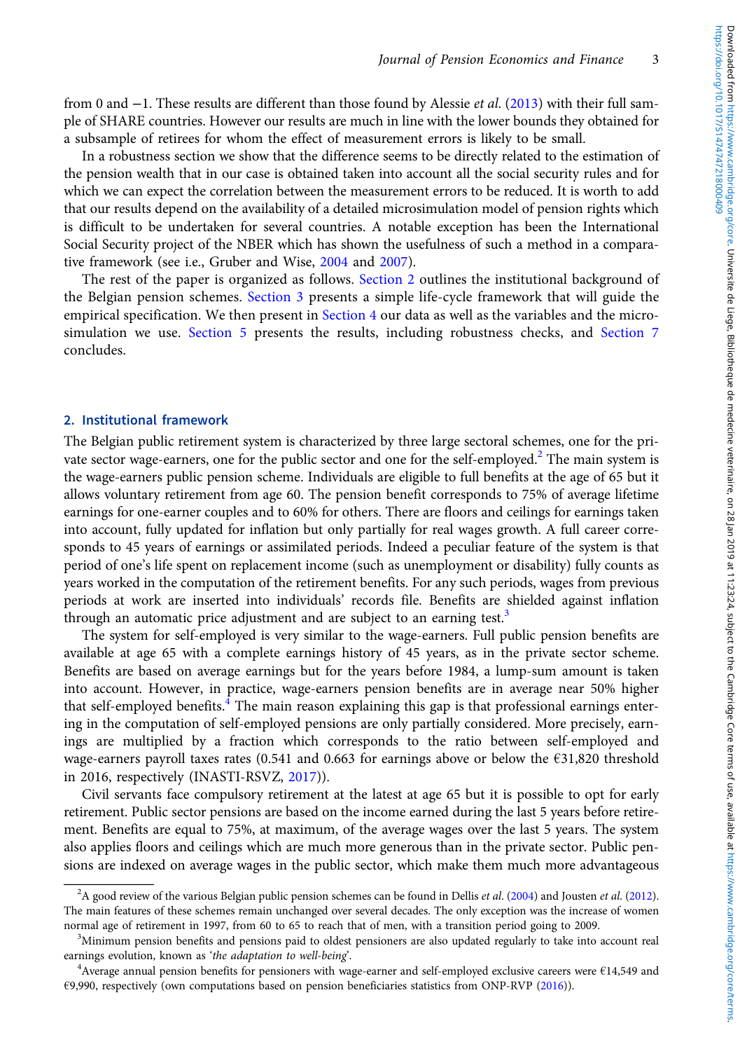from 0 and −1. These results are different than those found by Alessie *et al.* (2013) with their full sample of SHARE countries. However our results are much in line with the lower bounds they obtained for a subsample of retirees for whom the effect of measurement errors is likely to be small.

In a robustness section we show that the difference seems to be directly related to the estimation of the pension wealth that in our case is obtained taken into account all the social security rules and for which we can expect the correlation between the measurement errors to be reduced. It is worth to add that our results depend on the availability of a detailed microsimulation model of pension rights which is difficult to be undertaken for several countries. A notable exception has been the International Social Security project of the NBER which has shown the usefulness of such a method in a comparative framework (see i.e., Gruber and Wise, 2004 and 2007).

The rest of the paper is organized as follows. Section 2 outlines the institutional background of the Belgian pension schemes. Section 3 presents a simple life-cycle framework that will guide the empirical specification. We then present in Section 4 our data as well as the variables and the microsimulation we use. Section 5 presents the results, including robustness checks, and Section 7 concludes.

## 2. Institutional framework

The Belgian public retirement system is characterized by three large sectoral schemes, one for the private sector wage-earners, one for the public sector and one for the self-employed.[2] The main system is the wage-earners public pension scheme. Individuals are eligible to full benefits at the age of 65 but it allows voluntary retirement from age 60. The pension benefit corresponds to 75% of average lifetime earnings for one-earner couples and to 60% for others. There are floors and ceilings for earnings taken into account, fully updated for inflation but only partially for real wages growth. A full career corresponds to 45 years of earnings or assimilated periods. Indeed a peculiar feature of the system is that period of one's life spent on replacement income (such as unemployment or disability) fully counts as years worked in the computation of the retirement benefits. For any such periods, wages from previous periods at work are inserted into individuals' records file. Benefits are shielded against inflation through an automatic price adjustment and are subject to an earning test.[3]

The system for self-employed is very similar to the wage-earners. Full public pension benefits are available at age 65 with a complete earnings history of 45 years, as in the private sector scheme. Benefits are based on average earnings but for the years before 1984, a lump-sum amount is taken into account. However, in practice, wage-earners pension benefits are in average near 50% higher that self-employed benefits.[4] The main reason explaining this gap is that professional earnings entering in the computation of self-employed pensions are only partially considered. More precisely, earnings are multiplied by a fraction which corresponds to the ratio between self-employed and wage-earners payroll taxes rates (0.541 and 0.663 for earnings above or below the €31,820 threshold in 2016, respectively (INASTI-RSVZ, 2017)).

Civil servants face compulsory retirement at the latest at age 65 but it is possible to opt for early retirement. Public sector pensions are based on the income earned during the last 5 years before retirement. Benefits are equal to 75%, at maximum, of the average wages over the last 5 years. The system also applies floors and ceilings which are much more generous than in the private sector. Public pensions are indexed on average wages in the public sector, which make them much more advantageous

---

[2]A good review of the various Belgian public pension schemes can be found in Dellis *et al.* (2004) and Jousten *et al.* (2012). The main features of these schemes remain unchanged over several decades. The only exception was the increase of women normal age of retirement in 1997, from 60 to 65 to reach that of men, with a transition period going to 2009.

[3]Minimum pension benefits and pensions paid to oldest pensioners are also updated regularly to take into account real earnings evolution, known as '*the adaptation to well-being*'.

[4]Average annual pension benefits for pensioners with wage-earner and self-employed exclusive careers were €14,549 and €9,990, respectively (own computations based on pension beneficiaries statistics from ONP-RVP (2016)).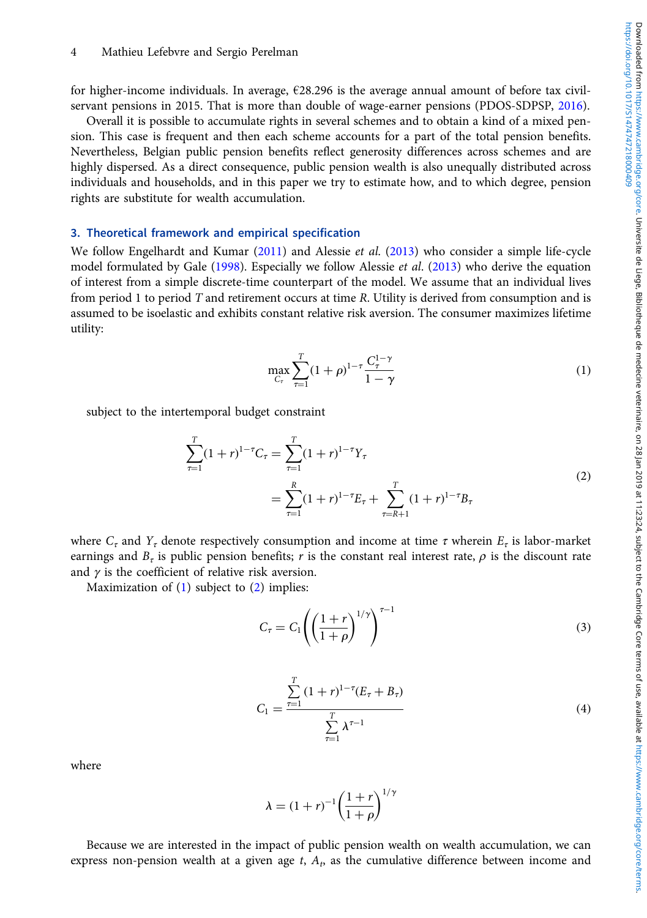for higher-income individuals. In average, €28.296 is the average annual amount of before tax civil-servant pensions in 2015. That is more than double of wage-earner pensions (PDOS-SDPSP, 2016).

Overall it is possible to accumulate rights in several schemes and to obtain a kind of a mixed pension. This case is frequent and then each scheme accounts for a part of the total pension benefits. Nevertheless, Belgian public pension benefits reflect generosity differences across schemes and are highly dispersed. As a direct consequence, public pension wealth is also unequally distributed across individuals and households, and in this paper we try to estimate how, and to which degree, pension rights are substitute for wealth accumulation.

## 3. Theoretical framework and empirical specification

We follow Engelhardt and Kumar (2011) and Alessie *et al.* (2013) who consider a simple life-cycle model formulated by Gale (1998). Especially we follow Alessie *et al.* (2013) who derive the equation of interest from a simple discrete-time counterpart of the model. We assume that an individual lives from period 1 to period $T$ and retirement occurs at time $R$. Utility is derived from consumption and is assumed to be isoelastic and exhibits constant relative risk aversion. The consumer maximizes lifetime utility:

$$\max_{C_\tau} \sum_{\tau=1}^{T} (1+\rho)^{1-\tau} \frac{C_\tau^{1-\gamma}}{1-\gamma} \tag{1}$$

subject to the intertemporal budget constraint

$$\begin{aligned}\sum_{\tau=1}^{T} (1+r)^{1-\tau} C_\tau &= \sum_{\tau=1}^{T} (1+r)^{1-\tau} Y_\tau \\ &= \sum_{\tau=1}^{R} (1+r)^{1-\tau} E_\tau + \sum_{\tau=R+1}^{T} (1+r)^{1-\tau} B_\tau\end{aligned} \tag{2}$$

where $C_\tau$ and $Y_\tau$ denote respectively consumption and income at time $\tau$ wherein $E_\tau$ is labor-market earnings and $B_\tau$ is public pension benefits; $r$ is the constant real interest rate, $\rho$ is the discount rate and $\gamma$ is the coefficient of relative risk aversion.

Maximization of (1) subject to (2) implies:

$$C_\tau = C_1 \left( \left( \frac{1+r}{1+\rho} \right)^{1/\gamma} \right)^{\tau-1} \tag{3}$$

$$C_1 = \frac{\sum_{\tau=1}^{T} (1+r)^{1-\tau} (E_\tau + B_\tau)}{\sum_{\tau=1}^{T} \lambda^{\tau-1}} \tag{4}$$

where

$$\lambda = (1+r)^{-1} \left( \frac{1+r}{1+\rho} \right)^{1/\gamma}$$

Because we are interested in the impact of public pension wealth on wealth accumulation, we can express non-pension wealth at a given age $t$, $A_t$, as the cumulative difference between income and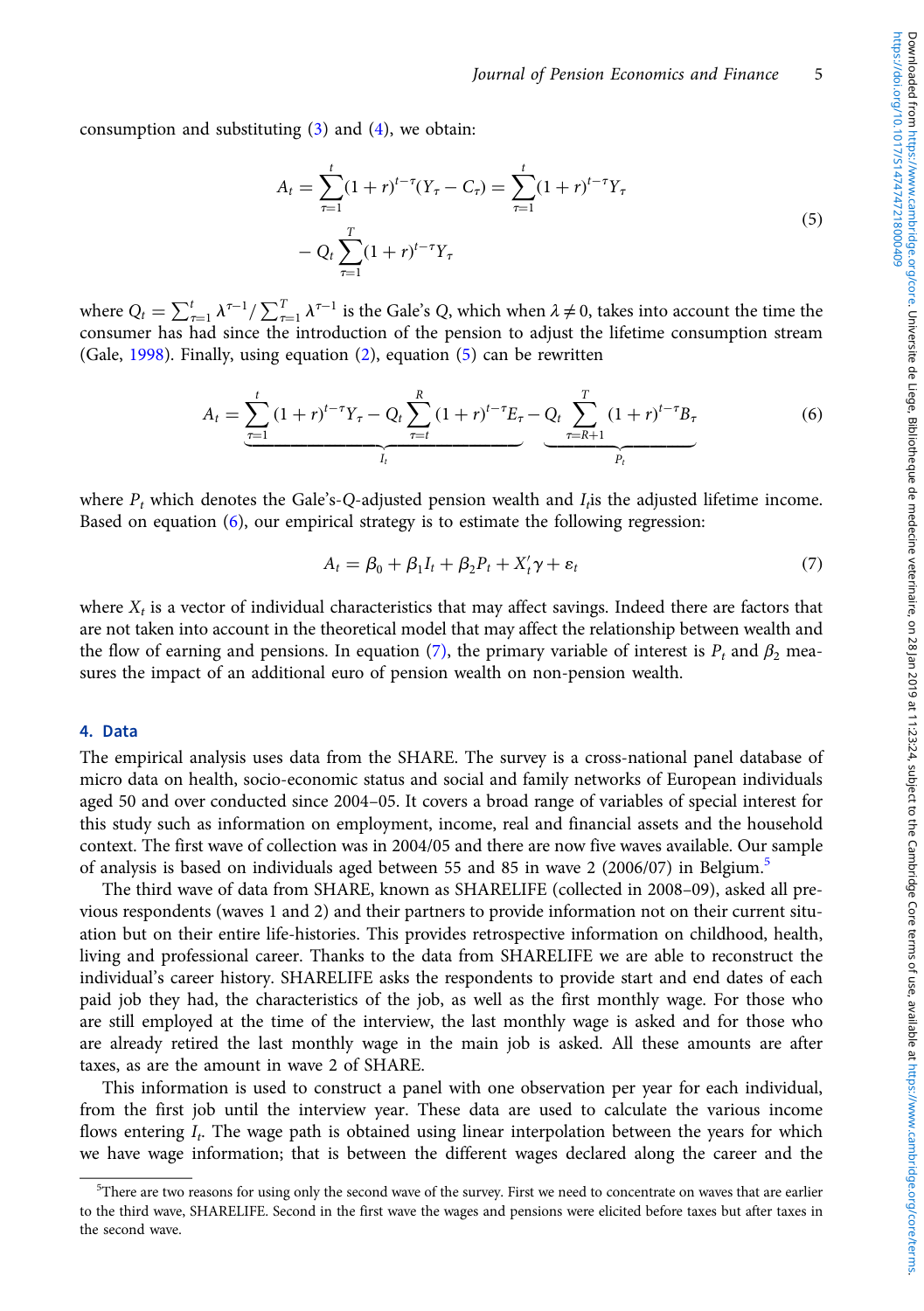consumption and substituting (3) and (4), we obtain:

$$
\begin{aligned}
A_t = \sum_{\tau=1}^{t}(1+r)^{t-\tau}(Y_\tau - C_\tau) = \sum_{\tau=1}^{t}(1+r)^{t-\tau}Y_\tau \\
- Q_t \sum_{\tau=1}^{T}(1+r)^{t-\tau}Y_\tau
\end{aligned}
\tag{5}
$$

where $Q_t = \sum_{\tau=1}^{t} \lambda^{\tau-1} / \sum_{\tau=1}^{T} \lambda^{\tau-1}$ is the Gale's $Q$, which when $\lambda \neq 0$, takes into account the time the consumer has had since the introduction of the pension to adjust the lifetime consumption stream (Gale, 1998). Finally, using equation (2), equation (5) can be rewritten

$$
A_t = \underbrace{\sum_{\tau=1}^{t}(1+r)^{t-\tau}Y_\tau - Q_t \sum_{\tau=t}^{R}(1+r)^{t-\tau}E_\tau}_{I_t} - \underbrace{Q_t \sum_{\tau=R+1}^{T}(1+r)^{t-\tau}B_\tau}_{P_t}
\tag{6}
$$

where $P_t$ which denotes the Gale's-$Q$-adjusted pension wealth and $I_t$is the adjusted lifetime income. Based on equation (6), our empirical strategy is to estimate the following regression:

$$
A_t = \beta_0 + \beta_1 I_t + \beta_2 P_t + X_t'\gamma + \varepsilon_t
\tag{7}
$$

where $X_t$ is a vector of individual characteristics that may affect savings. Indeed there are factors that are not taken into account in the theoretical model that may affect the relationship between wealth and the flow of earning and pensions. In equation (7), the primary variable of interest is $P_t$ and $\beta_2$ measures the impact of an additional euro of pension wealth on non-pension wealth.

## 4. Data

The empirical analysis uses data from the SHARE. The survey is a cross-national panel database of micro data on health, socio-economic status and social and family networks of European individuals aged 50 and over conducted since 2004–05. It covers a broad range of variables of special interest for this study such as information on employment, income, real and financial assets and the household context. The first wave of collection was in 2004/05 and there are now five waves available. Our sample of analysis is based on individuals aged between 55 and 85 in wave 2 (2006/07) in Belgium.[5]

The third wave of data from SHARE, known as SHARELIFE (collected in 2008–09), asked all previous respondents (waves 1 and 2) and their partners to provide information not on their current situation but on their entire life-histories. This provides retrospective information on childhood, health, living and professional career. Thanks to the data from SHARELIFE we are able to reconstruct the individual's career history. SHARELIFE asks the respondents to provide start and end dates of each paid job they had, the characteristics of the job, as well as the first monthly wage. For those who are still employed at the time of the interview, the last monthly wage is asked and for those who are already retired the last monthly wage in the main job is asked. All these amounts are after taxes, as are the amount in wave 2 of SHARE.

This information is used to construct a panel with one observation per year for each individual, from the first job until the interview year. These data are used to calculate the various income flows entering $I_t$. The wage path is obtained using linear interpolation between the years for which we have wage information; that is between the different wages declared along the career and the

[5]There are two reasons for using only the second wave of the survey. First we need to concentrate on waves that are earlier to the third wave, SHARELIFE. Second in the first wave the wages and pensions were elicited before taxes but after taxes in the second wave.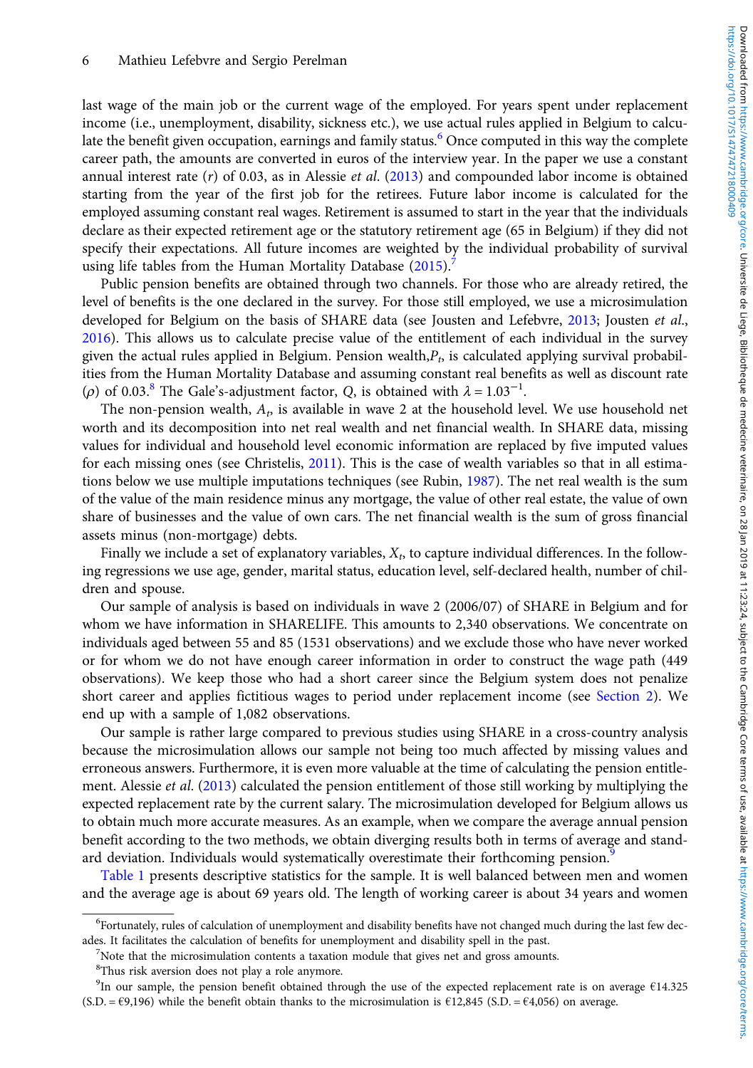last wage of the main job or the current wage of the employed. For years spent under replacement income (i.e., unemployment, disability, sickness etc.), we use actual rules applied in Belgium to calculate the benefit given occupation, earnings and family status.[6] Once computed in this way the complete career path, the amounts are converted in euros of the interview year. In the paper we use a constant annual interest rate ($r$) of 0.03, as in Alessie *et al.* (2013) and compounded labor income is obtained starting from the year of the first job for the retirees. Future labor income is calculated for the employed assuming constant real wages. Retirement is assumed to start in the year that the individuals declare as their expected retirement age or the statutory retirement age (65 in Belgium) if they did not specify their expectations. All future incomes are weighted by the individual probability of survival using life tables from the Human Mortality Database (2015).[7]

Public pension benefits are obtained through two channels. For those who are already retired, the level of benefits is the one declared in the survey. For those still employed, we use a microsimulation developed for Belgium on the basis of SHARE data (see Jousten and Lefebvre, 2013; Jousten *et al.*, 2016). This allows us to calculate precise value of the entitlement of each individual in the survey given the actual rules applied in Belgium. Pension wealth, $P_t$, is calculated applying survival probabilities from the Human Mortality Database and assuming constant real benefits as well as discount rate ($\rho$) of 0.03.[8] The Gale's-adjustment factor, $Q$, is obtained with $\lambda = 1.03^{-1}$.

The non-pension wealth, $A_t$, is available in wave 2 at the household level. We use household net worth and its decomposition into net real wealth and net financial wealth. In SHARE data, missing values for individual and household level economic information are replaced by five imputed values for each missing ones (see Christelis, 2011). This is the case of wealth variables so that in all estimations below we use multiple imputations techniques (see Rubin, 1987). The net real wealth is the sum of the value of the main residence minus any mortgage, the value of other real estate, the value of own share of businesses and the value of own cars. The net financial wealth is the sum of gross financial assets minus (non-mortgage) debts.

Finally we include a set of explanatory variables, $X_t$, to capture individual differences. In the following regressions we use age, gender, marital status, education level, self-declared health, number of children and spouse.

Our sample of analysis is based on individuals in wave 2 (2006/07) of SHARE in Belgium and for whom we have information in SHARELIFE. This amounts to 2,340 observations. We concentrate on individuals aged between 55 and 85 (1531 observations) and we exclude those who have never worked or for whom we do not have enough career information in order to construct the wage path (449 observations). We keep those who had a short career since the Belgium system does not penalize short career and applies fictitious wages to period under replacement income (see Section 2). We end up with a sample of 1,082 observations.

Our sample is rather large compared to previous studies using SHARE in a cross-country analysis because the microsimulation allows our sample not being too much affected by missing values and erroneous answers. Furthermore, it is even more valuable at the time of calculating the pension entitlement. Alessie *et al.* (2013) calculated the pension entitlement of those still working by multiplying the expected replacement rate by the current salary. The microsimulation developed for Belgium allows us to obtain much more accurate measures. As an example, when we compare the average annual pension benefit according to the two methods, we obtain diverging results both in terms of average and standard deviation. Individuals would systematically overestimate their forthcoming pension.[9]

Table 1 presents descriptive statistics for the sample. It is well balanced between men and women and the average age is about 69 years old. The length of working career is about 34 years and women

[6]Fortunately, rules of calculation of unemployment and disability benefits have not changed much during the last few decades. It facilitates the calculation of benefits for unemployment and disability spell in the past.

[7]Note that the microsimulation contents a taxation module that gives net and gross amounts.

[8]Thus risk aversion does not play a role anymore.

[9]In our sample, the pension benefit obtained through the use of the expected replacement rate is on average €14.325 (S.D. = €9,196) while the benefit obtain thanks to the microsimulation is €12,845 (S.D. = €4,056) on average.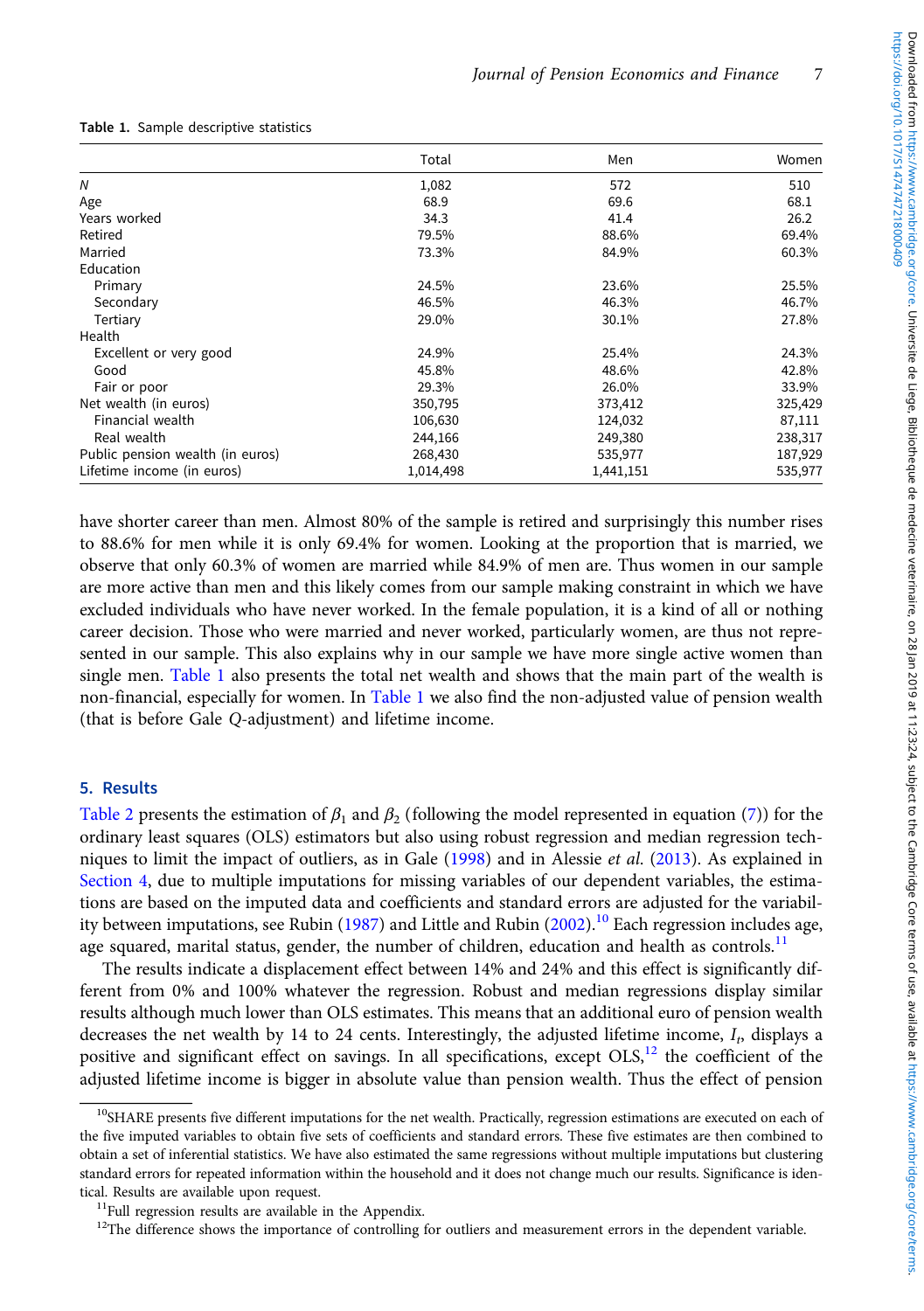**Table 1.** Sample descriptive statistics

| | Total | Men | Women |
|---|---|---|---|
| *N* | 1,082 | 572 | 510 |
| Age | 68.9 | 69.6 | 68.1 |
| Years worked | 34.3 | 41.4 | 26.2 |
| Retired | 79.5% | 88.6% | 69.4% |
| Married | 73.3% | 84.9% | 60.3% |
| Education | | | |
| Primary | 24.5% | 23.6% | 25.5% |
| Secondary | 46.5% | 46.3% | 46.7% |
| Tertiary | 29.0% | 30.1% | 27.8% |
| Health | | | |
| Excellent or very good | 24.9% | 25.4% | 24.3% |
| Good | 45.8% | 48.6% | 42.8% |
| Fair or poor | 29.3% | 26.0% | 33.9% |
| Net wealth (in euros) | 350,795 | 373,412 | 325,429 |
| Financial wealth | 106,630 | 124,032 | 87,111 |
| Real wealth | 244,166 | 249,380 | 238,317 |
| Public pension wealth (in euros) | 268,430 | 535,977 | 187,929 |
| Lifetime income (in euros) | 1,014,498 | 1,441,151 | 535,977 |

have shorter career than men. Almost 80% of the sample is retired and surprisingly this number rises to 88.6% for men while it is only 69.4% for women. Looking at the proportion that is married, we observe that only 60.3% of women are married while 84.9% of men are. Thus women in our sample are more active than men and this likely comes from our sample making constraint in which we have excluded individuals who have never worked. In the female population, it is a kind of all or nothing career decision. Those who were married and never worked, particularly women, are thus not represented in our sample. This also explains why in our sample we have more single active women than single men. Table 1 also presents the total net wealth and shows that the main part of the wealth is non-financial, especially for women. In Table 1 we also find the non-adjusted value of pension wealth (that is before Gale *Q*-adjustment) and lifetime income.

## 5. Results

Table 2 presents the estimation of $\beta_1$ and $\beta_2$ (following the model represented in equation (7)) for the ordinary least squares (OLS) estimators but also using robust regression and median regression techniques to limit the impact of outliers, as in Gale (1998) and in Alessie *et al.* (2013). As explained in Section 4, due to multiple imputations for missing variables of our dependent variables, the estimations are based on the imputed data and coefficients and standard errors are adjusted for the variability between imputations, see Rubin (1987) and Little and Rubin (2002).[10] Each regression includes age, age squared, marital status, gender, the number of children, education and health as controls.[11]

The results indicate a displacement effect between 14% and 24% and this effect is significantly different from 0% and 100% whatever the regression. Robust and median regressions display similar results although much lower than OLS estimates. This means that an additional euro of pension wealth decreases the net wealth by 14 to 24 cents. Interestingly, the adjusted lifetime income, $I_t$, displays a positive and significant effect on savings. In all specifications, except OLS,[12] the coefficient of the adjusted lifetime income is bigger in absolute value than pension wealth. Thus the effect of pension

[10] SHARE presents five different imputations for the net wealth. Practically, regression estimations are executed on each of the five imputed variables to obtain five sets of coefficients and standard errors. These five estimates are then combined to obtain a set of inferential statistics. We have also estimated the same regressions without multiple imputations but clustering standard errors for repeated information within the household and it does not change much our results. Significance is identical. Results are available upon request.

[11] Full regression results are available in the Appendix.

[12] The difference shows the importance of controlling for outliers and measurement errors in the dependent variable.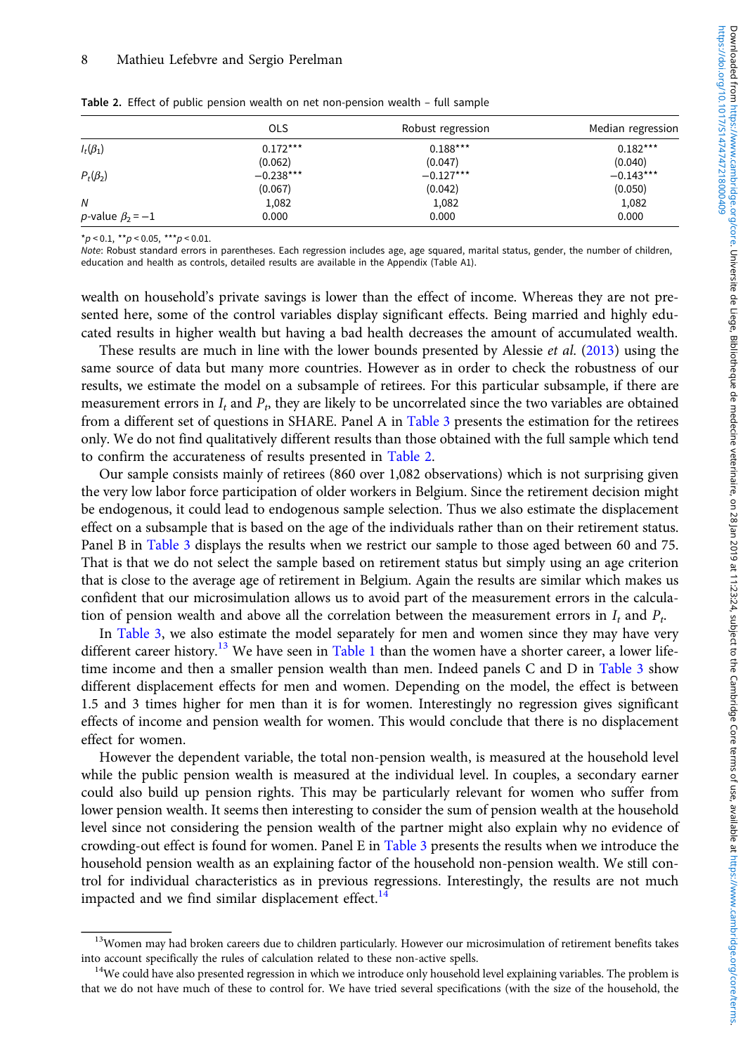Table 2. Effect of public pension wealth on net non-pension wealth – full sample

| | OLS | Robust regression | Median regression |
|---|---|---|---|
| $I_t(\beta_1)$ | 0.172*** | 0.188*** | 0.182*** |
| | (0.062) | (0.047) | (0.040) |
| $P_t(\beta_2)$ | −0.238*** | −0.127*** | −0.143*** |
| | (0.067) | (0.042) | (0.050) |
| $N$ | 1,082 | 1,082 | 1,082 |
| $p$-value $\beta_2 = -1$ | 0.000 | 0.000 | 0.000 |

$*p < 0.1$, $**p < 0.05$, $***p < 0.01$.

*Note*: Robust standard errors in parentheses. Each regression includes age, age squared, marital status, gender, the number of children, education and health as controls, detailed results are available in the Appendix (Table A1).

wealth on household's private savings is lower than the effect of income. Whereas they are not presented here, some of the control variables display significant effects. Being married and highly educated results in higher wealth but having a bad health decreases the amount of accumulated wealth.

These results are much in line with the lower bounds presented by Alessie *et al.* (2013) using the same source of data but many more countries. However as in order to check the robustness of our results, we estimate the model on a subsample of retirees. For this particular subsample, if there are measurement errors in $I_t$ and $P_t$, they are likely to be uncorrelated since the two variables are obtained from a different set of questions in SHARE. Panel A in Table 3 presents the estimation for the retirees only. We do not find qualitatively different results than those obtained with the full sample which tend to confirm the accurateness of results presented in Table 2.

Our sample consists mainly of retirees (860 over 1,082 observations) which is not surprising given the very low labor force participation of older workers in Belgium. Since the retirement decision might be endogenous, it could lead to endogenous sample selection. Thus we also estimate the displacement effect on a subsample that is based on the age of the individuals rather than on their retirement status. Panel B in Table 3 displays the results when we restrict our sample to those aged between 60 and 75. That is that we do not select the sample based on retirement status but simply using an age criterion that is close to the average age of retirement in Belgium. Again the results are similar which makes us confident that our microsimulation allows us to avoid part of the measurement errors in the calculation of pension wealth and above all the correlation between the measurement errors in $I_t$ and $P_t$.

In Table 3, we also estimate the model separately for men and women since they may have very different career history.[13] We have seen in Table 1 than the women have a shorter career, a lower lifetime income and then a smaller pension wealth than men. Indeed panels C and D in Table 3 show different displacement effects for men and women. Depending on the model, the effect is between 1.5 and 3 times higher for men than it is for women. Interestingly no regression gives significant effects of income and pension wealth for women. This would conclude that there is no displacement effect for women.

However the dependent variable, the total non-pension wealth, is measured at the household level while the public pension wealth is measured at the individual level. In couples, a secondary earner could also build up pension rights. This may be particularly relevant for women who suffer from lower pension wealth. It seems then interesting to consider the sum of pension wealth at the household level since not considering the pension wealth of the partner might also explain why no evidence of crowding-out effect is found for women. Panel E in Table 3 presents the results when we introduce the household pension wealth as an explaining factor of the household non-pension wealth. We still control for individual characteristics as in previous regressions. Interestingly, the results are not much impacted and we find similar displacement effect.[14]

[13]Women may had broken careers due to children particularly. However our microsimulation of retirement benefits takes into account specifically the rules of calculation related to these non-active spells.

[14]We could have also presented regression in which we introduce only household level explaining variables. The problem is that we do not have much of these to control for. We have tried several specifications (with the size of the household, the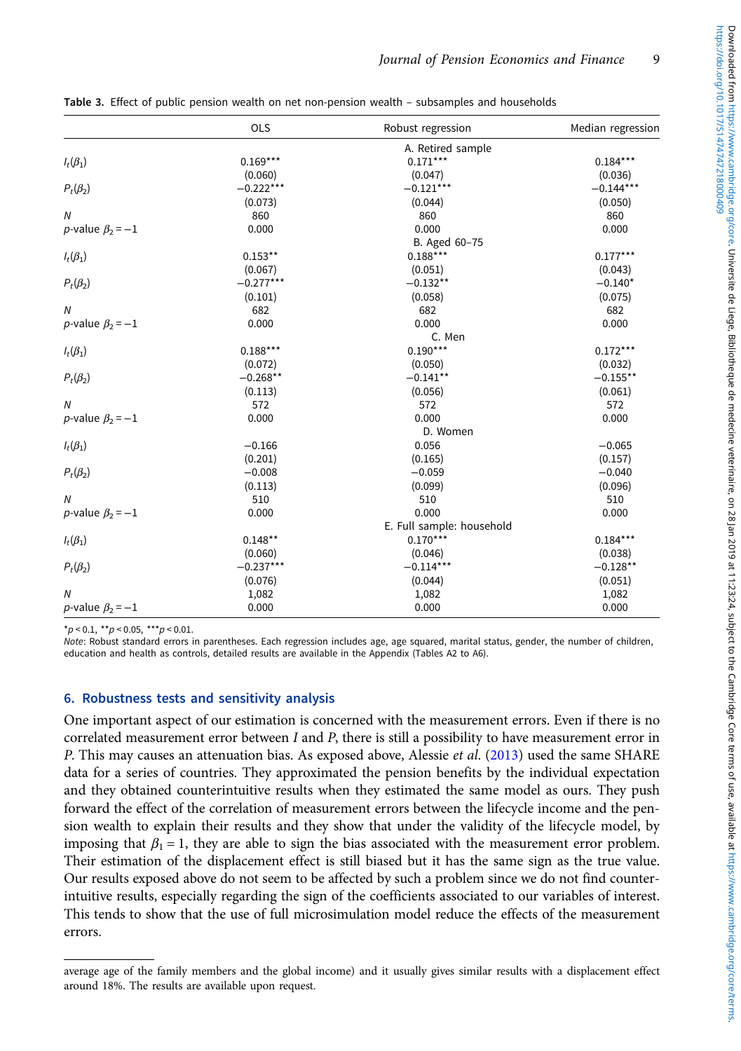Table 3. Effect of public pension wealth on net non-pension wealth – subsamples and households

| | OLS | Robust regression | Median regression |
|---|---|---|---|
| | | A. Retired sample | |
| $I_t(\beta_1)$ | 0.169*** | 0.171*** | 0.184*** |
| | (0.060) | (0.047) | (0.036) |
| $P_t(\beta_2)$ | −0.222*** | −0.121*** | −0.144*** |
| | (0.073) | (0.044) | (0.050) |
| $N$ | 860 | 860 | 860 |
| $p$-value $\beta_2 = -1$ | 0.000 | 0.000 | 0.000 |
| | | B. Aged 60–75 | |
| $I_t(\beta_1)$ | 0.153** | 0.188*** | 0.177*** |
| | (0.067) | (0.051) | (0.043) |
| $P_t(\beta_2)$ | −0.277*** | −0.132** | −0.140* |
| | (0.101) | (0.058) | (0.075) |
| $N$ | 682 | 682 | 682 |
| $p$-value $\beta_2 = -1$ | 0.000 | 0.000 | 0.000 |
| | | C. Men | |
| $I_t(\beta_1)$ | 0.188*** | 0.190*** | 0.172*** |
| | (0.072) | (0.050) | (0.032) |
| $P_t(\beta_2)$ | −0.268** | −0.141** | −0.155** |
| | (0.113) | (0.056) | (0.061) |
| $N$ | 572 | 572 | 572 |
| $p$-value $\beta_2 = -1$ | 0.000 | 0.000 | 0.000 |
| | | D. Women | |
| $I_t(\beta_1)$ | −0.166 | 0.056 | −0.065 |
| | (0.201) | (0.165) | (0.157) |
| $P_t(\beta_2)$ | −0.008 | −0.059 | −0.040 |
| | (0.113) | (0.099) | (0.096) |
| $N$ | 510 | 510 | 510 |
| $p$-value $\beta_2 = -1$ | 0.000 | 0.000 | 0.000 |
| | | E. Full sample: household | |
| $I_t(\beta_1)$ | 0.148** | 0.170*** | 0.184*** |
| | (0.060) | (0.046) | (0.038) |
| $P_t(\beta_2)$ | −0.237*** | −0.114*** | −0.128** |
| | (0.076) | (0.044) | (0.051) |
| $N$ | 1,082 | 1,082 | 1,082 |
| $p$-value $\beta_2 = -1$ | 0.000 | 0.000 | 0.000 |

*$p < 0.1$, **$p < 0.05$, ***$p < 0.01$.

*Note*: Robust standard errors in parentheses. Each regression includes age, age squared, marital status, gender, the number of children, education and health as controls, detailed results are available in the Appendix (Tables A2 to A6).

## 6. Robustness tests and sensitivity analysis

One important aspect of our estimation is concerned with the measurement errors. Even if there is no correlated measurement error between $I$ and $P$, there is still a possibility to have measurement error in $P$. This may causes an attenuation bias. As exposed above, Alessie *et al.* (2013) used the same SHARE data for a series of countries. They approximated the pension benefits by the individual expectation and they obtained counterintuitive results when they estimated the same model as ours. They push forward the effect of the correlation of measurement errors between the lifecycle income and the pension wealth to explain their results and they show that under the validity of the lifecycle model, by imposing that $\beta_1 = 1$, they are able to sign the bias associated with the measurement error problem. Their estimation of the displacement effect is still biased but it has the same sign as the true value. Our results exposed above do not seem to be affected by such a problem since we do not find counterintuitive results, especially regarding the sign of the coefficients associated to our variables of interest. This tends to show that the use of full microsimulation model reduce the effects of the measurement errors.

average age of the family members and the global income) and it usually gives similar results with a displacement effect around 18%. The results are available upon request.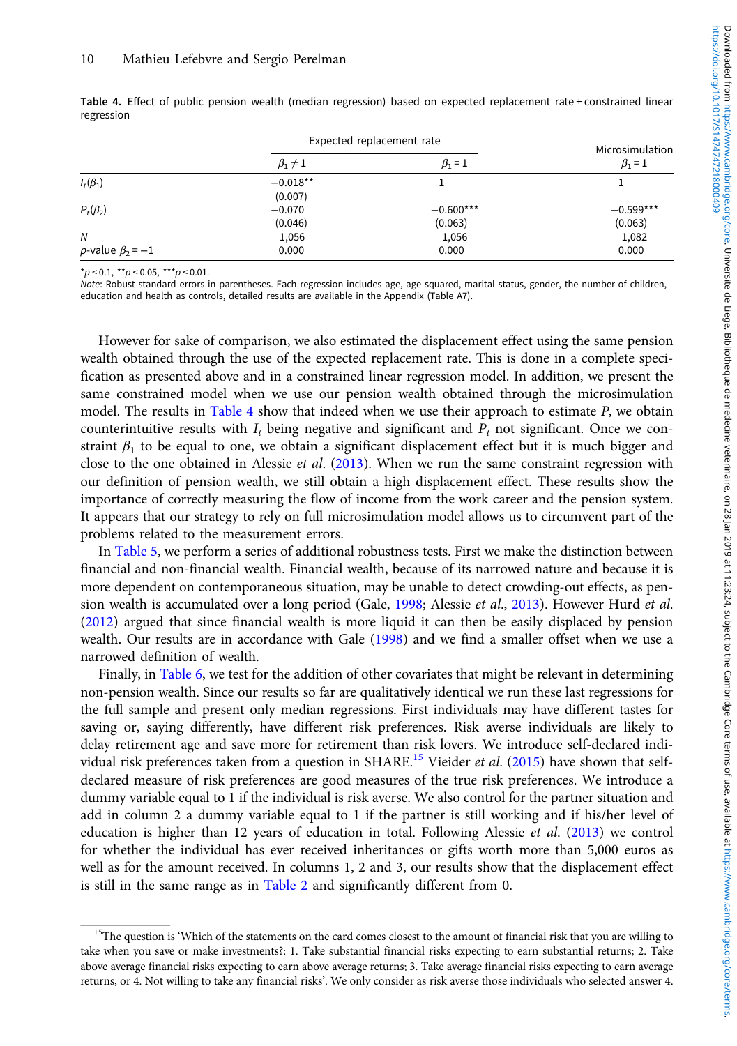**Table 4.** Effect of public pension wealth (median regression) based on expected replacement rate + constrained linear regression

| | Expected replacement rate | | Microsimulation |
|---|---|---|---|
| | $\beta_1 \neq 1$ | $\beta_1 = 1$ | $\beta_1 = 1$ |
| $I_t(\beta_1)$ | −0.018** | 1 | 1 |
| | (0.007) | | |
| $P_t(\beta_2)$ | −0.070 | −0.600*** | −0.599*** |
| | (0.046) | (0.063) | (0.063) |
| $N$ | 1,056 | 1,056 | 1,082 |
| $p$-value $\beta_2 = -1$ | 0.000 | 0.000 | 0.000 |

*$p < 0.1$, **$p < 0.05$, ***$p < 0.01$.

*Note*: Robust standard errors in parentheses. Each regression includes age, age squared, marital status, gender, the number of children, education and health as controls, detailed results are available in the Appendix (Table A7).

However for sake of comparison, we also estimated the displacement effect using the same pension wealth obtained through the use of the expected replacement rate. This is done in a complete specification as presented above and in a constrained linear regression model. In addition, we present the same constrained model when we use our pension wealth obtained through the microsimulation model. The results in Table 4 show that indeed when we use their approach to estimate $P$, we obtain counterintuitive results with $I_t$ being negative and significant and $P_t$ not significant. Once we constraint $\beta_1$ to be equal to one, we obtain a significant displacement effect but it is much bigger and close to the one obtained in Alessie *et al.* (2013). When we run the same constraint regression with our definition of pension wealth, we still obtain a high displacement effect. These results show the importance of correctly measuring the flow of income from the work career and the pension system. It appears that our strategy to rely on full microsimulation model allows us to circumvent part of the problems related to the measurement errors.

In Table 5, we perform a series of additional robustness tests. First we make the distinction between financial and non-financial wealth. Financial wealth, because of its narrowed nature and because it is more dependent on contemporaneous situation, may be unable to detect crowding-out effects, as pension wealth is accumulated over a long period (Gale, 1998; Alessie *et al.*, 2013). However Hurd *et al.* (2012) argued that since financial wealth is more liquid it can then be easily displaced by pension wealth. Our results are in accordance with Gale (1998) and we find a smaller offset when we use a narrowed definition of wealth.

Finally, in Table 6, we test for the addition of other covariates that might be relevant in determining non-pension wealth. Since our results so far are qualitatively identical we run these last regressions for the full sample and present only median regressions. First individuals may have different tastes for saving or, saying differently, have different risk preferences. Risk averse individuals are likely to delay retirement age and save more for retirement than risk lovers. We introduce self-declared individual risk preferences taken from a question in SHARE.[15] Vieider *et al.* (2015) have shown that self-declared measure of risk preferences are good measures of the true risk preferences. We introduce a dummy variable equal to 1 if the individual is risk averse. We also control for the partner situation and add in column 2 a dummy variable equal to 1 if the partner is still working and if his/her level of education is higher than 12 years of education in total. Following Alessie *et al.* (2013) we control for whether the individual has ever received inheritances or gifts worth more than 5,000 euros as well as for the amount received. In columns 1, 2 and 3, our results show that the displacement effect is still in the same range as in Table 2 and significantly different from 0.

[15]The question is 'Which of the statements on the card comes closest to the amount of financial risk that you are willing to take when you save or make investments?: 1. Take substantial financial risks expecting to earn substantial returns; 2. Take above average financial risks expecting to earn above average returns; 3. Take average financial risks expecting to earn average returns, or 4. Not willing to take any financial risks'. We only consider as risk averse those individuals who selected answer 4.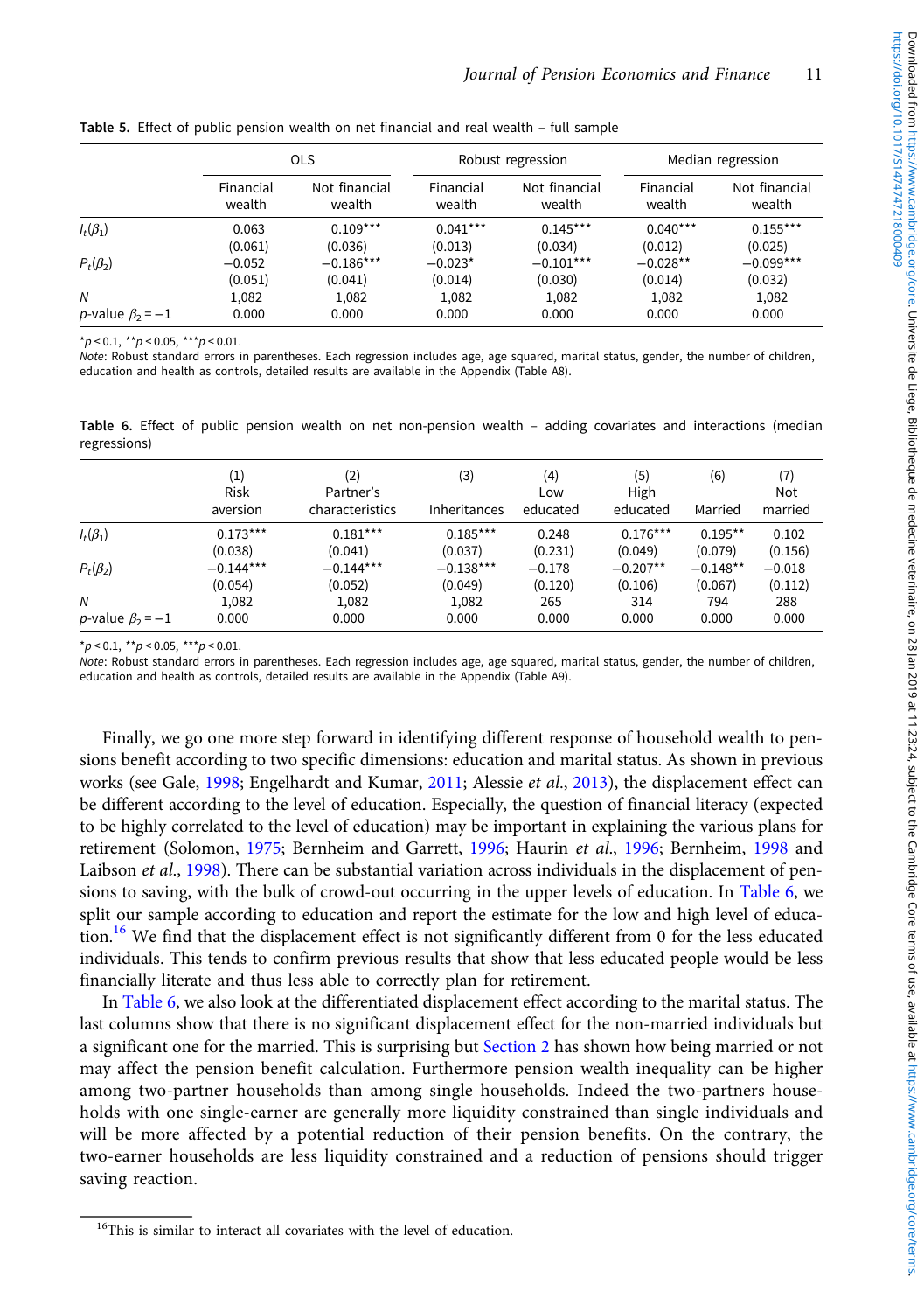**Table 5.** Effect of public pension wealth on net financial and real wealth – full sample

| | OLS | | Robust regression | | Median regression | |
|---|---|---|---|---|---|---|
| | Financial wealth | Not financial wealth | Financial wealth | Not financial wealth | Financial wealth | Not financial wealth |
| $I_t(\beta_1)$ | 0.063 | 0.109*** | 0.041*** | 0.145*** | 0.040*** | 0.155*** |
| | (0.061) | (0.036) | (0.013) | (0.034) | (0.012) | (0.025) |
| $P_t(\beta_2)$ | −0.052 | −0.186*** | −0.023* | −0.101*** | −0.028** | −0.099*** |
| | (0.051) | (0.041) | (0.014) | (0.030) | (0.014) | (0.032) |
| $N$ | 1,082 | 1,082 | 1,082 | 1,082 | 1,082 | 1,082 |
| $p$-value $\beta_2 = -1$ | 0.000 | 0.000 | 0.000 | 0.000 | 0.000 | 0.000 |

\*$p < 0.1$, \*\*$p < 0.05$, \*\*\*$p < 0.01$.

*Note*: Robust standard errors in parentheses. Each regression includes age, age squared, marital status, gender, the number of children, education and health as controls, detailed results are available in the Appendix (Table A8).

**Table 6.** Effect of public pension wealth on net non-pension wealth – adding covariates and interactions (median regressions)

| | (1) Risk aversion | (2) Partner's characteristics | (3) Inheritances | (4) Low educated | (5) High educated | (6) Married | (7) Not married |
|---|---|---|---|---|---|---|---|
| $I_t(\beta_1)$ | 0.173*** | 0.181*** | 0.185*** | 0.248 | 0.176*** | 0.195** | 0.102 |
| | (0.038) | (0.041) | (0.037) | (0.231) | (0.049) | (0.079) | (0.156) |
| $P_t(\beta_2)$ | −0.144*** | −0.144*** | −0.138*** | −0.178 | −0.207** | −0.148** | −0.018 |
| | (0.054) | (0.052) | (0.049) | (0.120) | (0.106) | (0.067) | (0.112) |
| $N$ | 1,082 | 1,082 | 1,082 | 265 | 314 | 794 | 288 |
| $p$-value $\beta_2 = -1$ | 0.000 | 0.000 | 0.000 | 0.000 | 0.000 | 0.000 | 0.000 |

\*$p < 0.1$, \*\*$p < 0.05$, \*\*\*$p < 0.01$.

*Note*: Robust standard errors in parentheses. Each regression includes age, age squared, marital status, gender, the number of children, education and health as controls, detailed results are available in the Appendix (Table A9).

Finally, we go one more step forward in identifying different response of household wealth to pensions benefit according to two specific dimensions: education and marital status. As shown in previous works (see Gale, 1998; Engelhardt and Kumar, 2011; Alessie *et al*., 2013), the displacement effect can be different according to the level of education. Especially, the question of financial literacy (expected to be highly correlated to the level of education) may be important in explaining the various plans for retirement (Solomon, 1975; Bernheim and Garrett, 1996; Haurin *et al*., 1996; Bernheim, 1998 and Laibson *et al*., 1998). There can be substantial variation across individuals in the displacement of pensions to saving, with the bulk of crowd-out occurring in the upper levels of education. In Table 6, we split our sample according to education and report the estimate for the low and high level of education.[16] We find that the displacement effect is not significantly different from 0 for the less educated individuals. This tends to confirm previous results that show that less educated people would be less financially literate and thus less able to correctly plan for retirement.

In Table 6, we also look at the differentiated displacement effect according to the marital status. The last columns show that there is no significant displacement effect for the non-married individuals but a significant one for the married. This is surprising but Section 2 has shown how being married or not may affect the pension benefit calculation. Furthermore pension wealth inequality can be higher among two-partner households than among single households. Indeed the two-partners households with one single-earner are generally more liquidity constrained than single individuals and will be more affected by a potential reduction of their pension benefits. On the contrary, the two-earner households are less liquidity constrained and a reduction of pensions should trigger saving reaction.

[16]This is similar to interact all covariates with the level of education.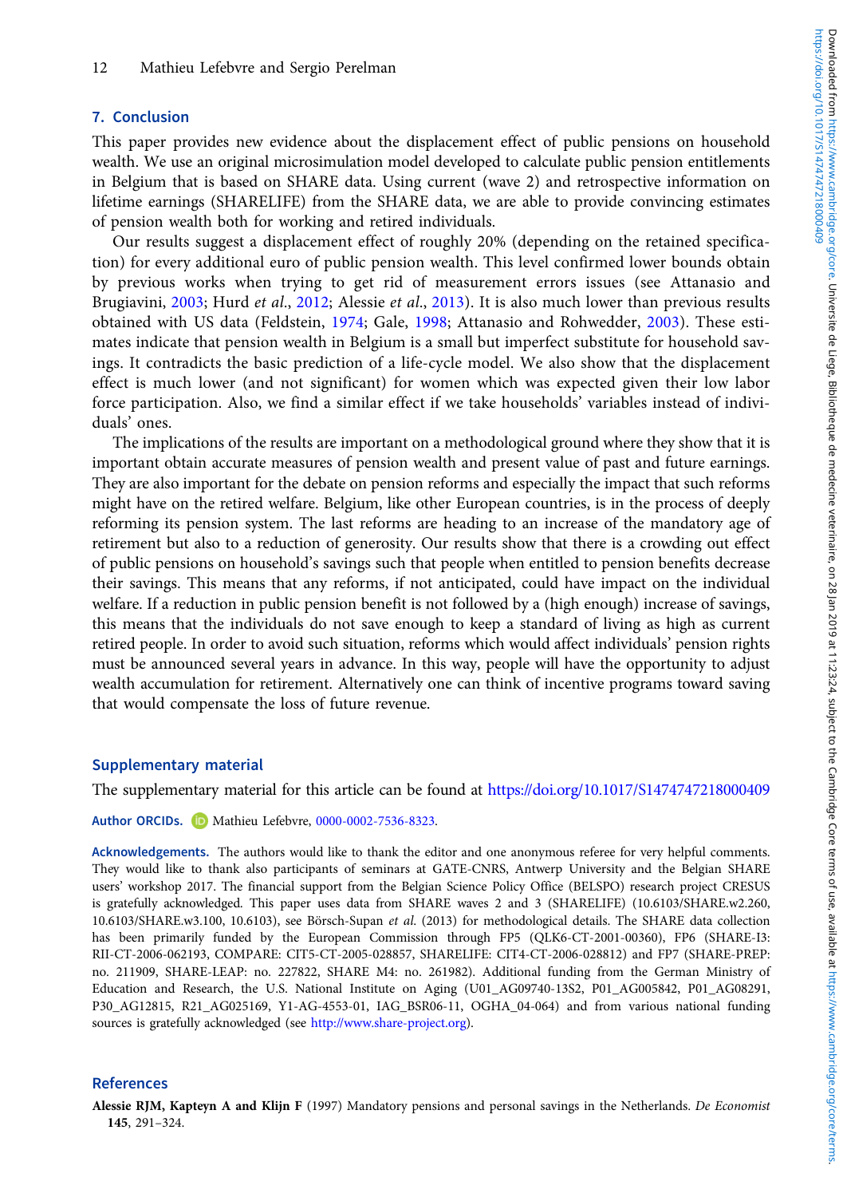## 7. Conclusion

This paper provides new evidence about the displacement effect of public pensions on household wealth. We use an original microsimulation model developed to calculate public pension entitlements in Belgium that is based on SHARE data. Using current (wave 2) and retrospective information on lifetime earnings (SHARELIFE) from the SHARE data, we are able to provide convincing estimates of pension wealth both for working and retired individuals.

Our results suggest a displacement effect of roughly 20% (depending on the retained specification) for every additional euro of public pension wealth. This level confirmed lower bounds obtain by previous works when trying to get rid of measurement errors issues (see Attanasio and Brugiavini, 2003; Hurd *et al.*, 2012; Alessie *et al.*, 2013). It is also much lower than previous results obtained with US data (Feldstein, 1974; Gale, 1998; Attanasio and Rohwedder, 2003). These estimates indicate that pension wealth in Belgium is a small but imperfect substitute for household savings. It contradicts the basic prediction of a life-cycle model. We also show that the displacement effect is much lower (and not significant) for women which was expected given their low labor force participation. Also, we find a similar effect if we take households' variables instead of individuals' ones.

The implications of the results are important on a methodological ground where they show that it is important obtain accurate measures of pension wealth and present value of past and future earnings. They are also important for the debate on pension reforms and especially the impact that such reforms might have on the retired welfare. Belgium, like other European countries, is in the process of deeply reforming its pension system. The last reforms are heading to an increase of the mandatory age of retirement but also to a reduction of generosity. Our results show that there is a crowding out effect of public pensions on household's savings such that people when entitled to pension benefits decrease their savings. This means that any reforms, if not anticipated, could have impact on the individual welfare. If a reduction in public pension benefit is not followed by a (high enough) increase of savings, this means that the individuals do not save enough to keep a standard of living as high as current retired people. In order to avoid such situation, reforms which would affect individuals' pension rights must be announced several years in advance. In this way, people will have the opportunity to adjust wealth accumulation for retirement. Alternatively one can think of incentive programs toward saving that would compensate the loss of future revenue.

## Supplementary material

The supplementary material for this article can be found at https://doi.org/10.1017/S1474747218000409

**Author ORCIDs.** Mathieu Lefebvre, 0000-0002-7536-8323.

**Acknowledgements.** The authors would like to thank the editor and one anonymous referee for very helpful comments. They would like to thank also participants of seminars at GATE-CNRS, Antwerp University and the Belgian SHARE users' workshop 2017. The financial support from the Belgian Science Policy Office (BELSPO) research project CRESUS is gratefully acknowledged. This paper uses data from SHARE waves 2 and 3 (SHARELIFE) (10.6103/SHARE.w2.260, 10.6103/SHARE.w3.100, 10.6103), see Börsch-Supan *et al.* (2013) for methodological details. The SHARE data collection has been primarily funded by the European Commission through FP5 (QLK6-CT-2001-00360), FP6 (SHARE-I3: RII-CT-2006-062193, COMPARE: CIT5-CT-2005-028857, SHARELIFE: CIT4-CT-2006-028812) and FP7 (SHARE-PREP: no. 211909, SHARE-LEAP: no. 227822, SHARE M4: no. 261982). Additional funding from the German Ministry of Education and Research, the U.S. National Institute on Aging (U01_AG09740-13S2, P01_AG005842, P01_AG08291, P30_AG12815, R21_AG025169, Y1-AG-4553-01, IAG_BSR06-11, OGHA_04-064) and from various national funding sources is gratefully acknowledged (see http://www.share-project.org).

## References

**Alessie RJM, Kapteyn A and Klijn F** (1997) Mandatory pensions and personal savings in the Netherlands. *De Economist* **145**, 291–324.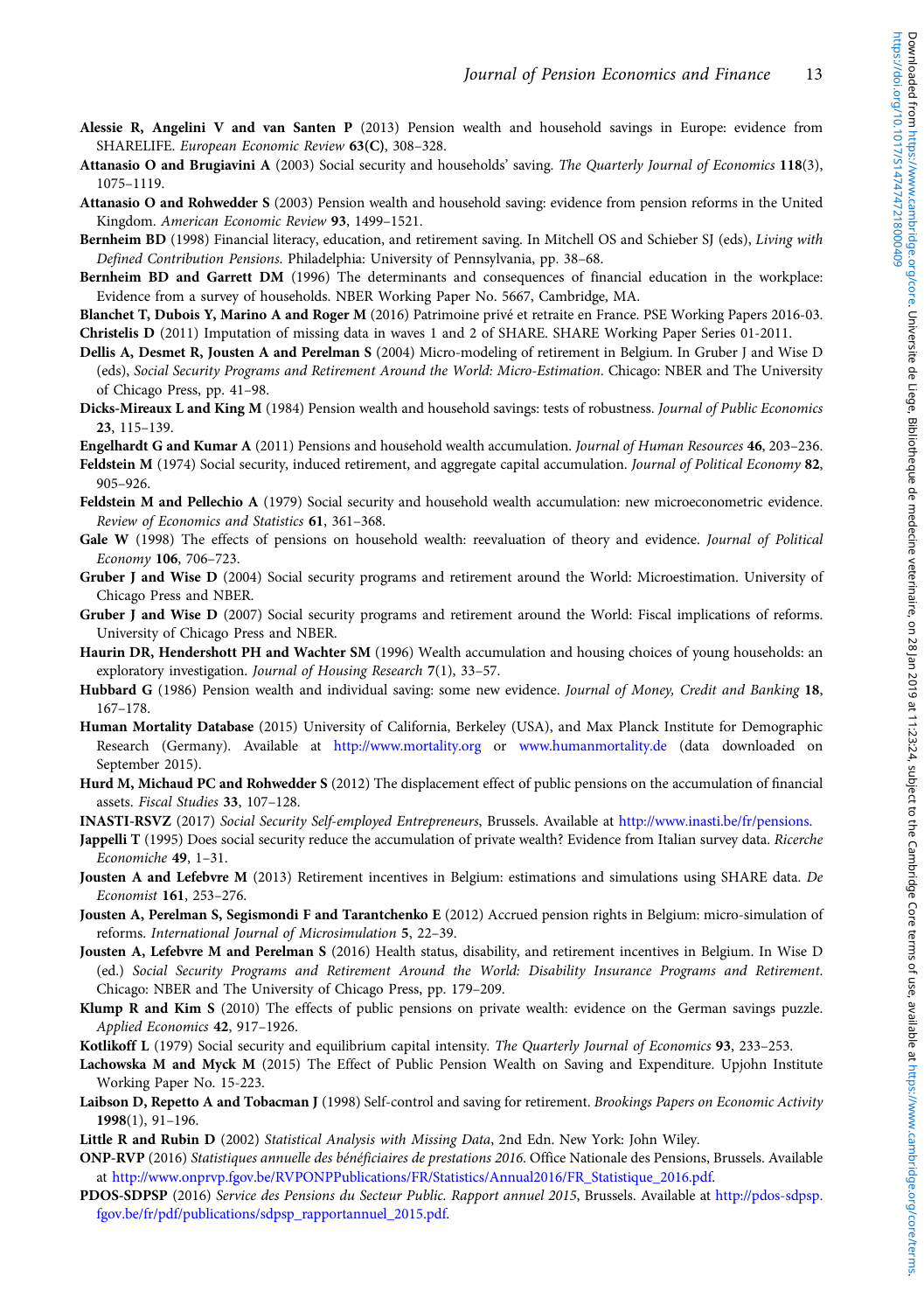**Alessie R, Angelini V and van Santen P** (2013) Pension wealth and household savings in Europe: evidence from SHARELIFE. *European Economic Review* **63(C)**, 308–328.

**Attanasio O and Brugiavini A** (2003) Social security and households' saving. *The Quarterly Journal of Economics* **118**(3), 1075–1119.

**Attanasio O and Rohwedder S** (2003) Pension wealth and household saving: evidence from pension reforms in the United Kingdom. *American Economic Review* **93**, 1499–1521.

**Bernheim BD** (1998) Financial literacy, education, and retirement saving. In Mitchell OS and Schieber SJ (eds), *Living with Defined Contribution Pensions*. Philadelphia: University of Pennsylvania, pp. 38–68.

**Bernheim BD and Garrett DM** (1996) The determinants and consequences of financial education in the workplace: Evidence from a survey of households. NBER Working Paper No. 5667, Cambridge, MA.

**Blanchet T, Dubois Y, Marino A and Roger M** (2016) Patrimoine privé et retraite en France. PSE Working Papers 2016-03.

**Christelis D** (2011) Imputation of missing data in waves 1 and 2 of SHARE. SHARE Working Paper Series 01-2011.

**Dellis A, Desmet R, Jousten A and Perelman S** (2004) Micro-modeling of retirement in Belgium. In Gruber J and Wise D (eds), *Social Security Programs and Retirement Around the World: Micro-Estimation*. Chicago: NBER and The University of Chicago Press, pp. 41–98.

**Dicks-Mireaux L and King M** (1984) Pension wealth and household savings: tests of robustness. *Journal of Public Economics* **23**, 115–139.

**Engelhardt G and Kumar A** (2011) Pensions and household wealth accumulation. *Journal of Human Resources* **46**, 203–236.

**Feldstein M** (1974) Social security, induced retirement, and aggregate capital accumulation. *Journal of Political Economy* **82**, 905–926.

**Feldstein M and Pellechio A** (1979) Social security and household wealth accumulation: new microeconometric evidence. *Review of Economics and Statistics* **61**, 361–368.

**Gale W** (1998) The effects of pensions on household wealth: reevaluation of theory and evidence. *Journal of Political Economy* **106**, 706–723.

**Gruber J and Wise D** (2004) Social security programs and retirement around the World: Microestimation. University of Chicago Press and NBER.

**Gruber J and Wise D** (2007) Social security programs and retirement around the World: Fiscal implications of reforms. University of Chicago Press and NBER.

**Haurin DR, Hendershott PH and Wachter SM** (1996) Wealth accumulation and housing choices of young households: an exploratory investigation. *Journal of Housing Research* **7**(1), 33–57.

**Hubbard G** (1986) Pension wealth and individual saving: some new evidence. *Journal of Money, Credit and Banking* **18**, 167–178.

**Human Mortality Database** (2015) University of California, Berkeley (USA), and Max Planck Institute for Demographic Research (Germany). Available at http://www.mortality.org or www.humanmortality.de (data downloaded on September 2015).

**Hurd M, Michaud PC and Rohwedder S** (2012) The displacement effect of public pensions on the accumulation of financial assets. *Fiscal Studies* **33**, 107–128.

**INASTI-RSVZ** (2017) *Social Security Self-employed Entrepreneurs*, Brussels. Available at http://www.inasti.be/fr/pensions.

**Jappelli T** (1995) Does social security reduce the accumulation of private wealth? Evidence from Italian survey data. *Ricerche Economiche* **49**, 1–31.

**Jousten A and Lefebvre M** (2013) Retirement incentives in Belgium: estimations and simulations using SHARE data. *De Economist* **161**, 253–276.

**Jousten A, Perelman S, Segismondi F and Tarantchenko E** (2012) Accrued pension rights in Belgium: micro-simulation of reforms. *International Journal of Microsimulation* **5**, 22–39.

**Jousten A, Lefebvre M and Perelman S** (2016) Health status, disability, and retirement incentives in Belgium. In Wise D (ed.) *Social Security Programs and Retirement Around the World: Disability Insurance Programs and Retirement*. Chicago: NBER and The University of Chicago Press, pp. 179–209.

**Klump R and Kim S** (2010) The effects of public pensions on private wealth: evidence on the German savings puzzle. *Applied Economics* **42**, 917–1926.

**Kotlikoff L** (1979) Social security and equilibrium capital intensity. *The Quarterly Journal of Economics* **93**, 233–253.

**Lachowska M and Myck M** (2015) The Effect of Public Pension Wealth on Saving and Expenditure. Upjohn Institute Working Paper No. 15-223.

**Laibson D, Repetto A and Tobacman J** (1998) Self-control and saving for retirement. *Brookings Papers on Economic Activity* **1998**(1), 91–196.

**Little R and Rubin D** (2002) *Statistical Analysis with Missing Data*, 2nd Edn. New York: John Wiley.

**ONP-RVP** (2016) *Statistiques annuelle des bénéficiaires de prestations 2016*. Office Nationale des Pensions, Brussels. Available at http://www.onprvp.fgov.be/RVPONPPublications/FR/Statistics/Annual2016/FR_Statistique_2016.pdf.

**PDOS-SDPSP** (2016) *Service des Pensions du Secteur Public. Rapport annuel 2015*, Brussels. Available at http://pdos-sdpsp.fgov.be/fr/pdf/publications/sdpsp_rapportannuel_2015.pdf.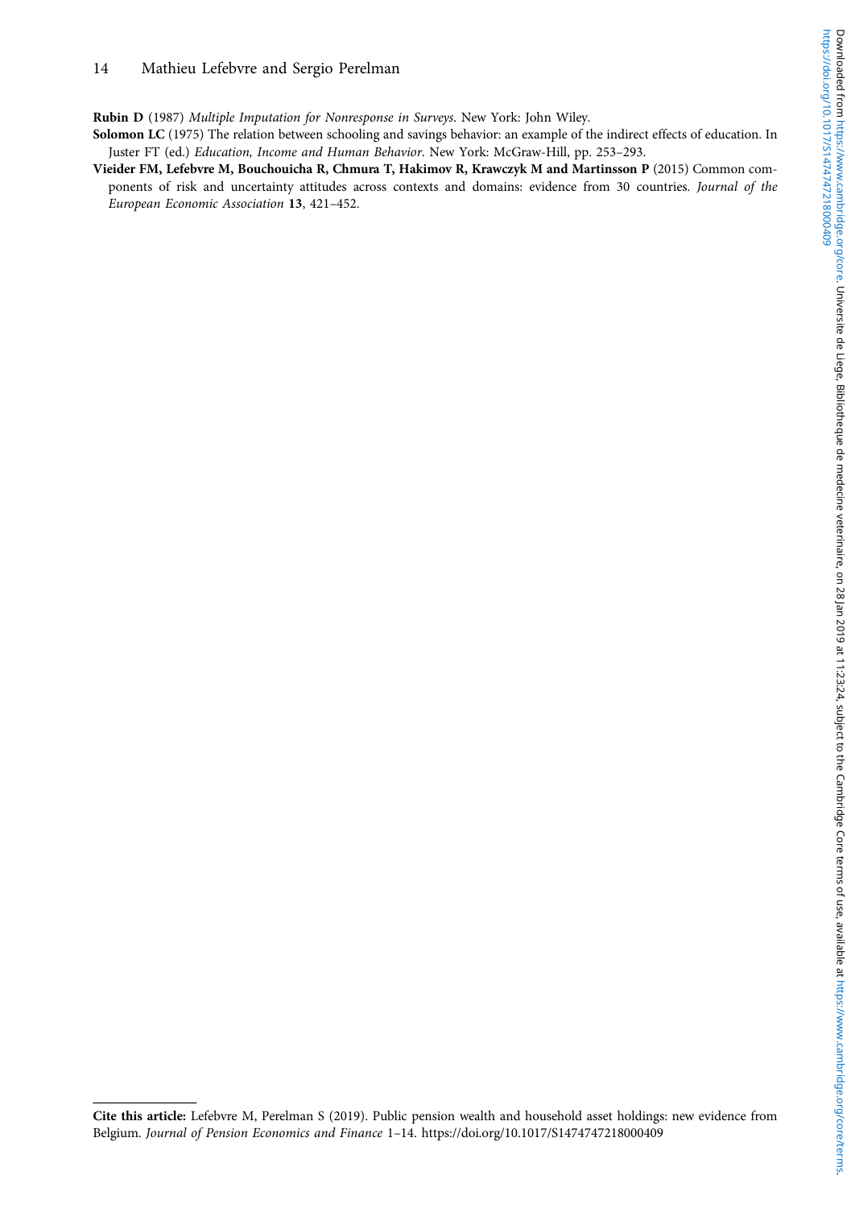**Rubin D** (1987) *Multiple Imputation for Nonresponse in Surveys*. New York: John Wiley.

**Solomon LC** (1975) The relation between schooling and savings behavior: an example of the indirect effects of education. In Juster FT (ed.) *Education, Income and Human Behavior*. New York: McGraw-Hill, pp. 253–293.

**Vieider FM, Lefebvre M, Bouchouicha R, Chmura T, Hakimov R, Krawczyk M and Martinsson P** (2015) Common components of risk and uncertainty attitudes across contexts and domains: evidence from 30 countries. *Journal of the European Economic Association* **13**, 421–452.

---

**Cite this article:** Lefebvre M, Perelman S (2019). Public pension wealth and household asset holdings: new evidence from Belgium. *Journal of Pension Economics and Finance* 1–14. https://doi.org/10.1017/S1474747218000409